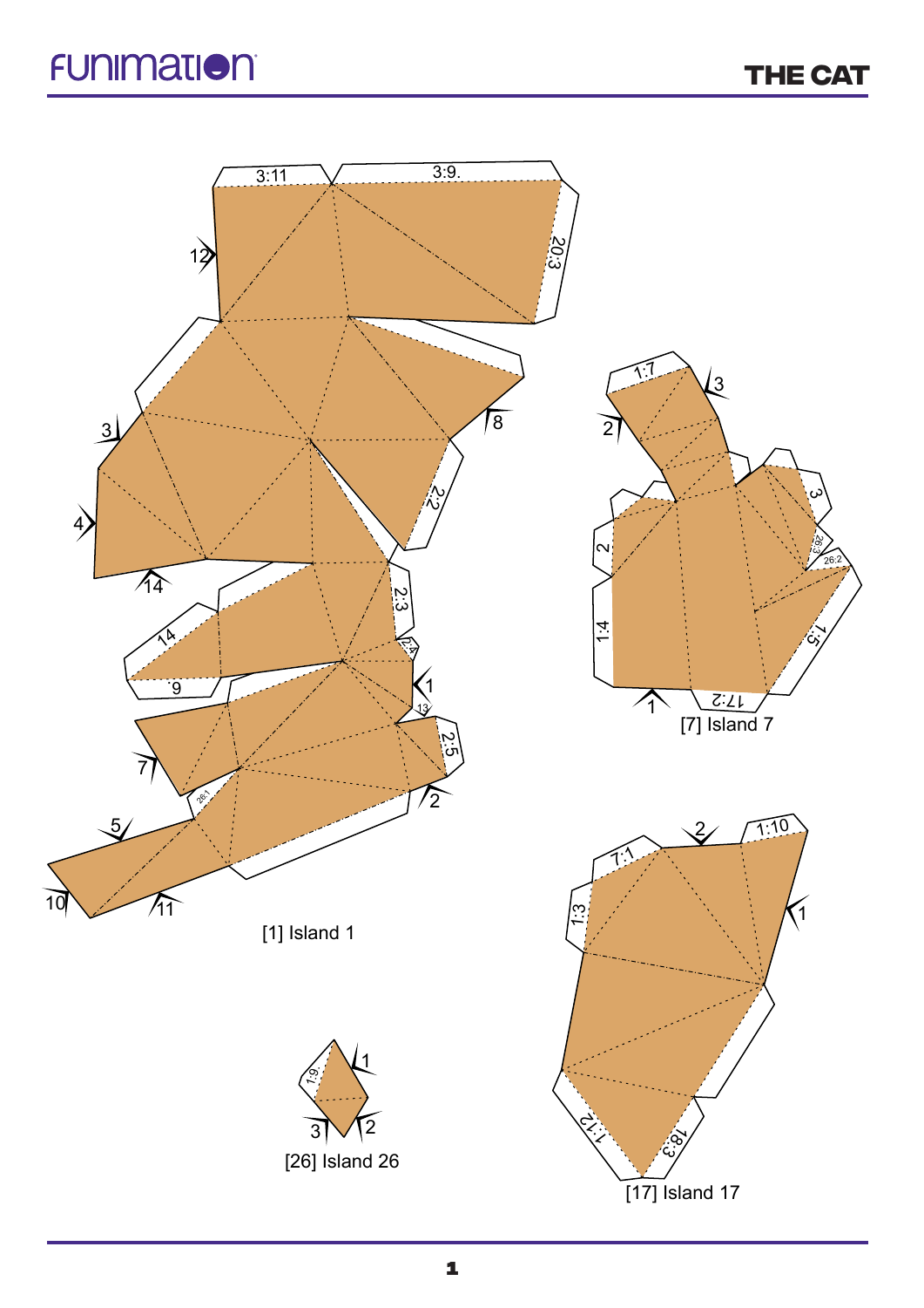# THE CAT

[1] Island 1

[7] Island 7

[17] Island 17

[26] Island 26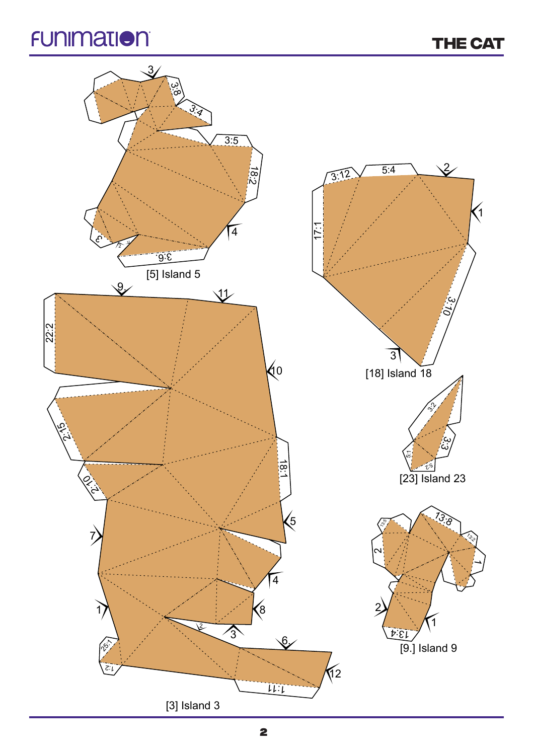[5] Island 5

[18] Island 18

[3] Island 3

[23] Island 23

[9.] Island 9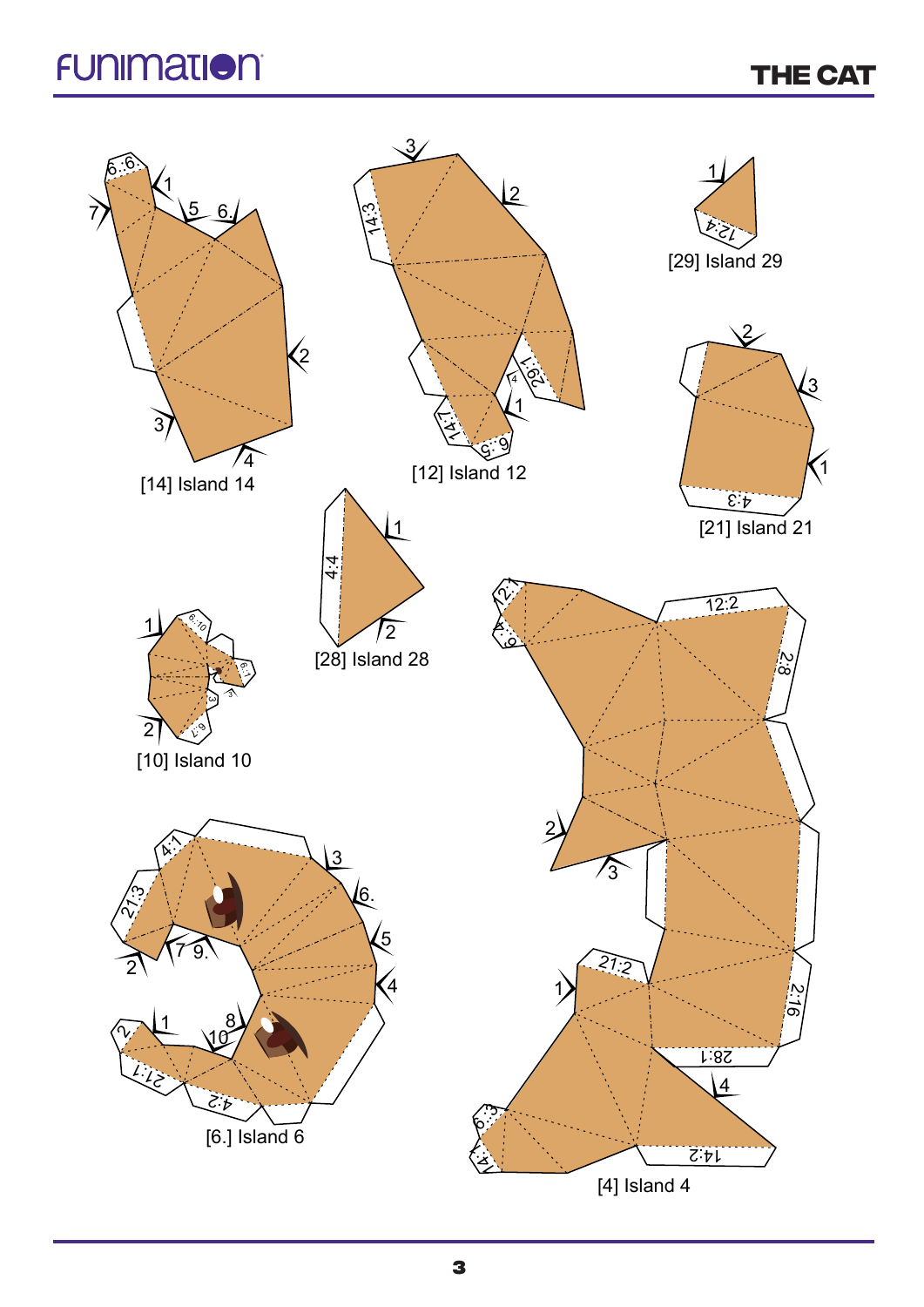[14] Island 14

[12] Island 12

[29] Island 29

[21] Island 21

[28] Island 28

[10] Island 10

[6.] Island 6

[4] Island 4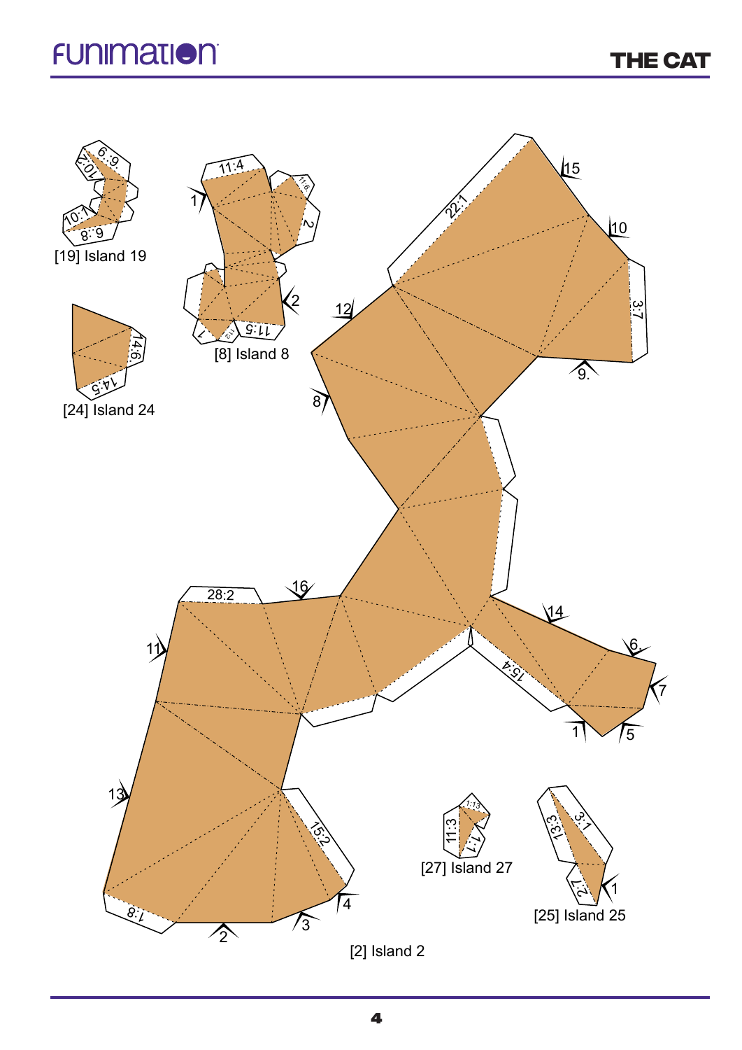[19] Island 19

[8] Island 8

[24] Island 24

[2] Island 2

[27] Island 27

[25] Island 25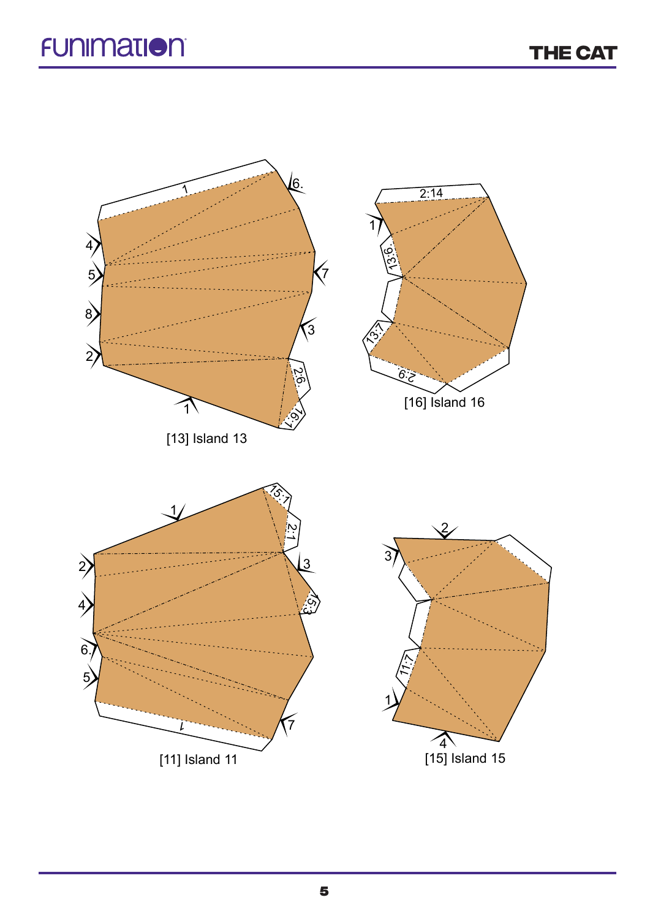[13] Island 13

[16] Island 16

[11] Island 11

[15] Island 15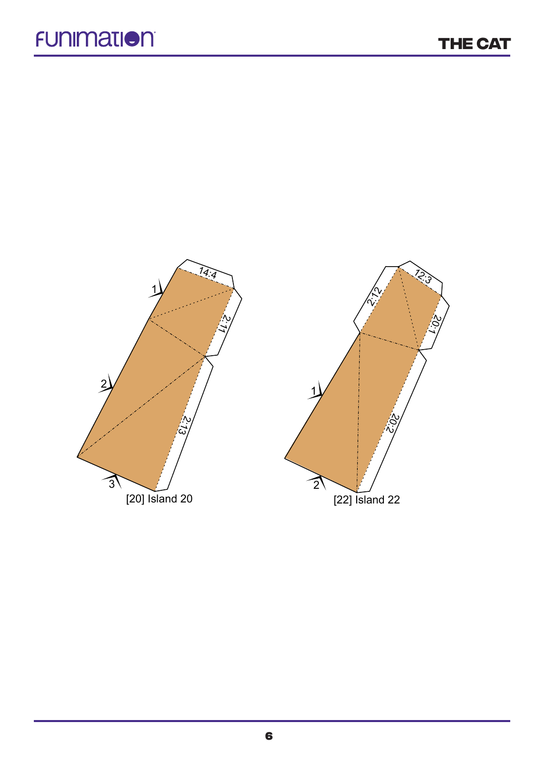14:4

1

2:11

2

2:13

3

[20] Island 20

12:3

2:12

20:1

1

20:2

2

[22] Island 22